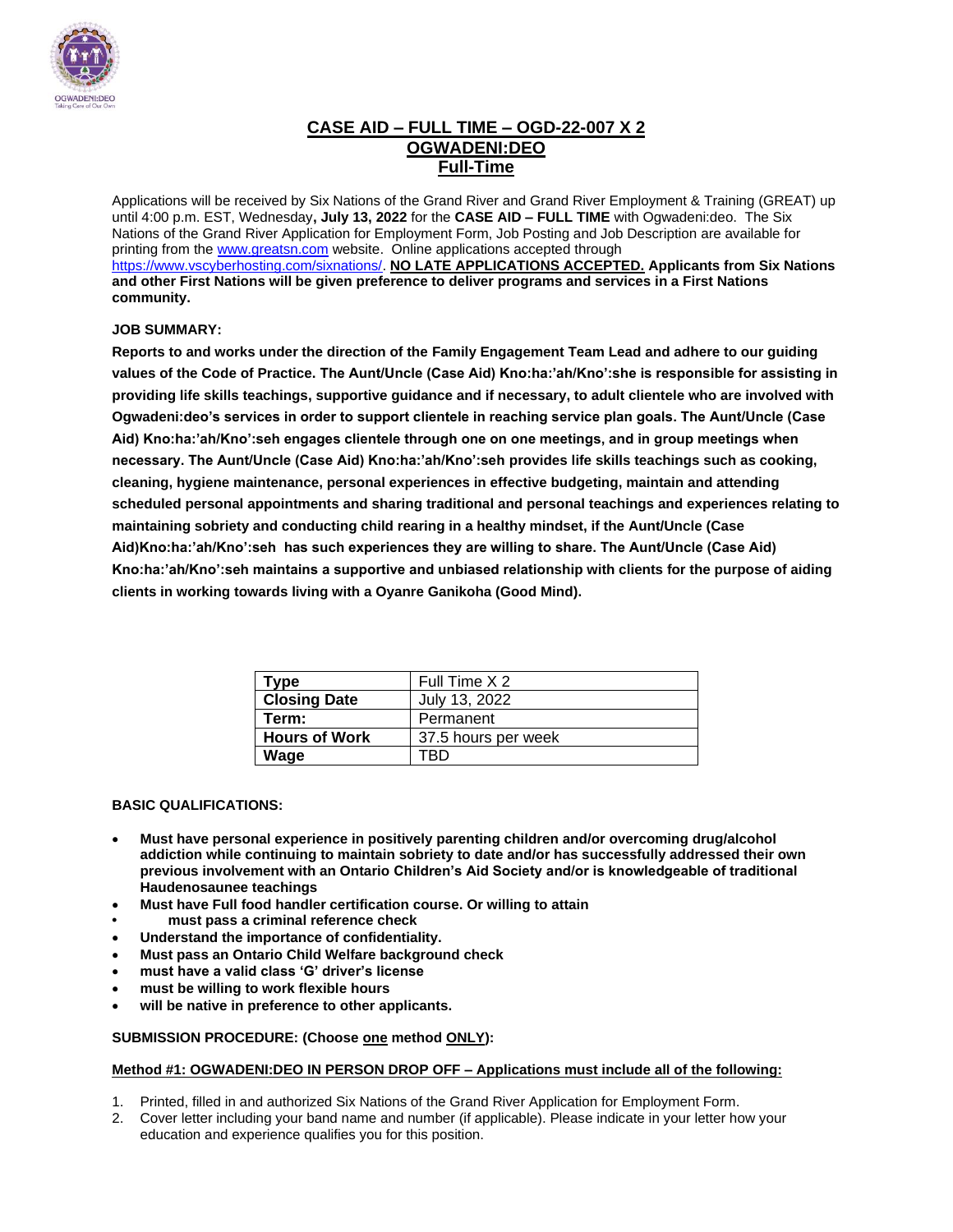# CASE AID – FULL TIME – OGD-22-007 X 2
## OGWADENI:DEO
## Full-Time

Applications will be received by Six Nations of the Grand River and Grand River Employment & Training (GREAT) up until 4:00 p.m. EST, Wednesday**, July 13, 2022** for the **CASE AID – FULL TIME** with Ogwadeni:deo. The Six Nations of the Grand River Application for Employment Form, Job Posting and Job Description are available for printing from the www.greatsn.com website. Online applications accepted through https://www.vscyberhosting.com/sixnations/. **NO LATE APPLICATIONS ACCEPTED. Applicants from Six Nations and other First Nations will be given preference to deliver programs and services in a First Nations community.**

**JOB SUMMARY:**

**Reports to and works under the direction of the Family Engagement Team Lead and adhere to our guiding values of the Code of Practice. The Aunt/Uncle (Case Aid) Kno:ha:'ah/Kno':she is responsible for assisting in providing life skills teachings, supportive guidance and if necessary, to adult clientele who are involved with Ogwadeni:deo's services in order to support clientele in reaching service plan goals. The Aunt/Uncle (Case Aid) Kno:ha:'ah/Kno':seh engages clientele through one on one meetings, and in group meetings when necessary. The Aunt/Uncle (Case Aid) Kno:ha:'ah/Kno':seh provides life skills teachings such as cooking, cleaning, hygiene maintenance, personal experiences in effective budgeting, maintain and attending scheduled personal appointments and sharing traditional and personal teachings and experiences relating to maintaining sobriety and conducting child rearing in a healthy mindset, if the Aunt/Uncle (Case Aid)Kno:ha:'ah/Kno':seh has such experiences they are willing to share. The Aunt/Uncle (Case Aid) Kno:ha:'ah/Kno':seh maintains a supportive and unbiased relationship with clients for the purpose of aiding clients in working towards living with a Oyanre Ganikoha (Good Mind).**

| **Type** | Full Time X 2 |
|---|---|
| **Closing Date** | July 13, 2022 |
| **Term:** | Permanent |
| **Hours of Work** | 37.5 hours per week |
| **Wage** | TBD |

**BASIC QUALIFICATIONS:**

- **Must have personal experience in positively parenting children and/or overcoming drug/alcohol addiction while continuing to maintain sobriety to date and/or has successfully addressed their own previous involvement with an Ontario Children's Aid Society and/or is knowledgeable of traditional Haudenosaunee teachings**
- **Must have Full food handler certification course. Or willing to attain**
- **must pass a criminal reference check**
- **Understand the importance of confidentiality.**
- **Must pass an Ontario Child Welfare background check**
- **must have a valid class 'G' driver's license**
- **must be willing to work flexible hours**
- **will be native in preference to other applicants.**

**SUBMISSION PROCEDURE: (Choose one method ONLY):**

**Method #1: OGWADENI:DEO IN PERSON DROP OFF – Applications must include all of the following:**

1. Printed, filled in and authorized Six Nations of the Grand River Application for Employment Form.
2. Cover letter including your band name and number (if applicable). Please indicate in your letter how your education and experience qualifies you for this position.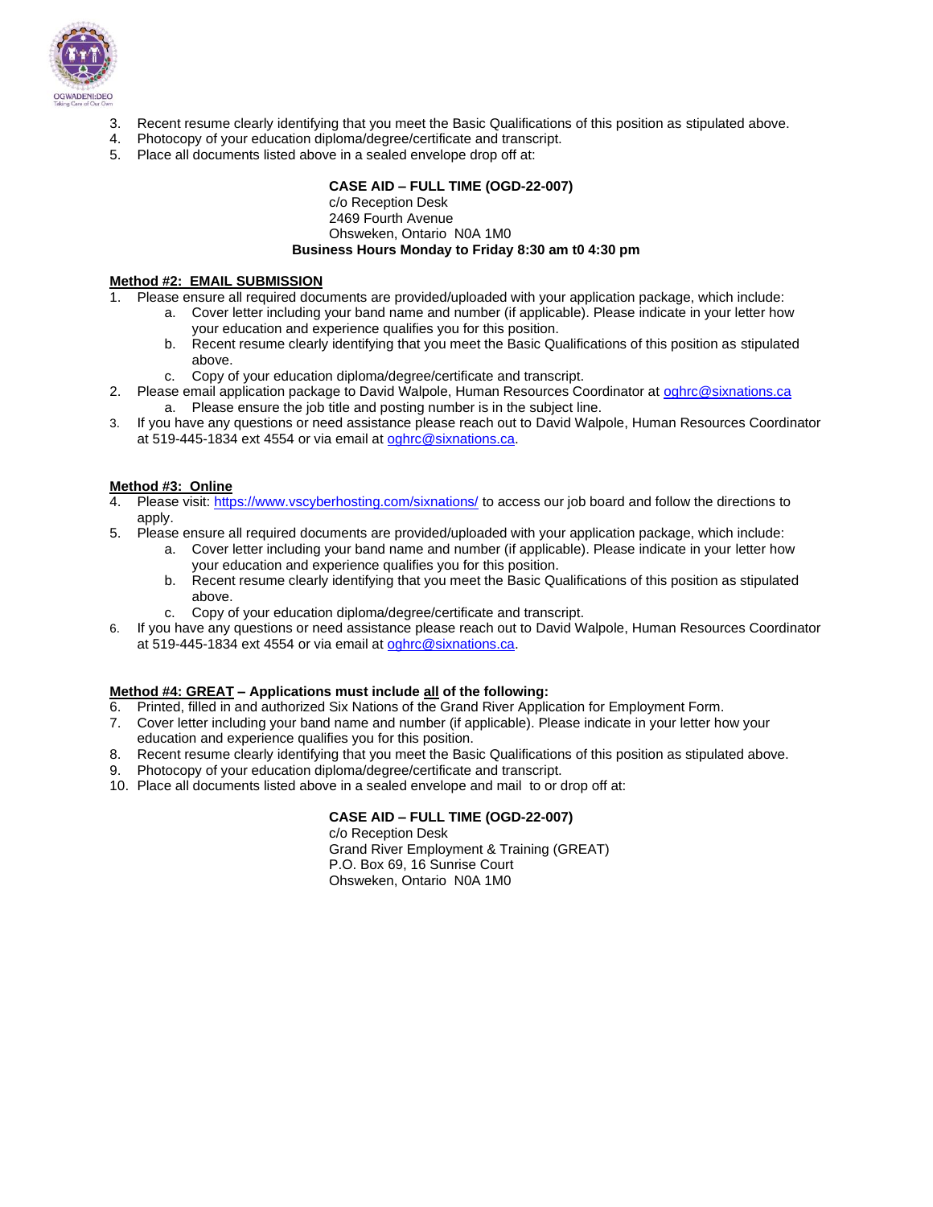3. Recent resume clearly identifying that you meet the Basic Qualifications of this position as stipulated above.
4. Photocopy of your education diploma/degree/certificate and transcript.
5. Place all documents listed above in a sealed envelope drop off at:

**CASE AID – FULL TIME (OGD-22-007)**
c/o Reception Desk
2469 Fourth Avenue
Ohsweken, Ontario N0A 1M0
**Business Hours Monday to Friday 8:30 am t0 4:30 pm**

**Method #2: EMAIL SUBMISSION**

1. Please ensure all required documents are provided/uploaded with your application package, which include:
   a. Cover letter including your band name and number (if applicable). Please indicate in your letter how your education and experience qualifies you for this position.
   b. Recent resume clearly identifying that you meet the Basic Qualifications of this position as stipulated above.
   c. Copy of your education diploma/degree/certificate and transcript.
2. Please email application package to David Walpole, Human Resources Coordinator at oghrc@sixnations.ca
   a. Please ensure the job title and posting number is in the subject line.
3. If you have any questions or need assistance please reach out to David Walpole, Human Resources Coordinator at 519-445-1834 ext 4554 or via email at oghrc@sixnations.ca.

**Method #3: Online**

4. Please visit: https://www.vscyberhosting.com/sixnations/ to access our job board and follow the directions to apply.
5. Please ensure all required documents are provided/uploaded with your application package, which include:
   a. Cover letter including your band name and number (if applicable). Please indicate in your letter how your education and experience qualifies you for this position.
   b. Recent resume clearly identifying that you meet the Basic Qualifications of this position as stipulated above.
   c. Copy of your education diploma/degree/certificate and transcript.
6. If you have any questions or need assistance please reach out to David Walpole, Human Resources Coordinator at 519-445-1834 ext 4554 or via email at oghrc@sixnations.ca.

**Method #4: GREAT – Applications must include all of the following:**

6. Printed, filled in and authorized Six Nations of the Grand River Application for Employment Form.
7. Cover letter including your band name and number (if applicable). Please indicate in your letter how your education and experience qualifies you for this position.
8. Recent resume clearly identifying that you meet the Basic Qualifications of this position as stipulated above.
9. Photocopy of your education diploma/degree/certificate and transcript.
10. Place all documents listed above in a sealed envelope and mail to or drop off at:

**CASE AID – FULL TIME (OGD-22-007)**
c/o Reception Desk
Grand River Employment & Training (GREAT)
P.O. Box 69, 16 Sunrise Court
Ohsweken, Ontario N0A 1M0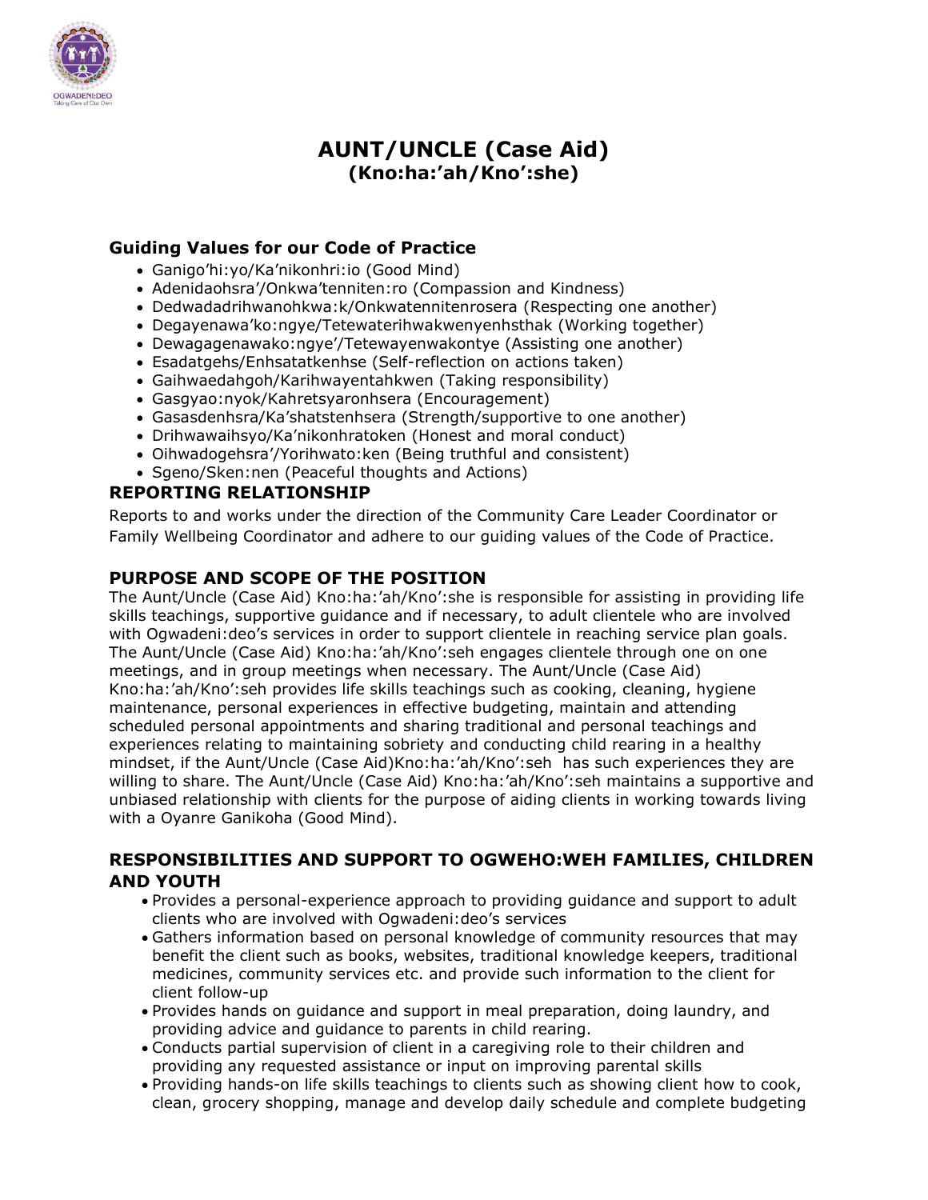# AUNT/UNCLE (Case Aid)
## (Kno:ha:'ah/Kno':she)

### Guiding Values for our Code of Practice

- Ganigo'hi:yo/Ka'nikonhri:io (Good Mind)
- Adenidaohsra'/Onkwa'tenniten:ro (Compassion and Kindness)
- Dedwadadrihwanohkwa:k/Onkwatennitenrosera (Respecting one another)
- Degayenawa'ko:ngye/Tetewaterihwakwenyenhsthak (Working together)
- Dewagagenawako:ngye'/Tetewayenwakontye (Assisting one another)
- Esadatgehs/Enhsatatkenhse (Self-reflection on actions taken)
- Gaihwaedahgoh/Karihwayentahkwen (Taking responsibility)
- Gasgyao:nyok/Kahretsyaronhsera (Encouragement)
- Gasasdenhsra/Ka'shatstenhsera (Strength/supportive to one another)
- Drihwawaihsyo/Ka'nikonhratoken (Honest and moral conduct)
- Oihwadogehsra'/Yorihwato:ken (Being truthful and consistent)
- Sgeno/Sken:nen (Peaceful thoughts and Actions)

### REPORTING RELATIONSHIP

Reports to and works under the direction of the Community Care Leader Coordinator or Family Wellbeing Coordinator and adhere to our guiding values of the Code of Practice.

### PURPOSE AND SCOPE OF THE POSITION

The Aunt/Uncle (Case Aid) Kno:ha:'ah/Kno':she is responsible for assisting in providing life skills teachings, supportive guidance and if necessary, to adult clientele who are involved with Ogwadeni:deo's services in order to support clientele in reaching service plan goals. The Aunt/Uncle (Case Aid) Kno:ha:'ah/Kno':seh engages clientele through one on one meetings, and in group meetings when necessary. The Aunt/Uncle (Case Aid) Kno:ha:'ah/Kno':seh provides life skills teachings such as cooking, cleaning, hygiene maintenance, personal experiences in effective budgeting, maintain and attending scheduled personal appointments and sharing traditional and personal teachings and experiences relating to maintaining sobriety and conducting child rearing in a healthy mindset, if the Aunt/Uncle (Case Aid)Kno:ha:'ah/Kno':seh has such experiences they are willing to share. The Aunt/Uncle (Case Aid) Kno:ha:'ah/Kno':seh maintains a supportive and unbiased relationship with clients for the purpose of aiding clients in working towards living with a Oyanre Ganikoha (Good Mind).

### RESPONSIBILITIES AND SUPPORT TO OGWEHO:WEH FAMILIES, CHILDREN AND YOUTH

- Provides a personal-experience approach to providing guidance and support to adult clients who are involved with Ogwadeni:deo's services
- Gathers information based on personal knowledge of community resources that may benefit the client such as books, websites, traditional knowledge keepers, traditional medicines, community services etc. and provide such information to the client for client follow-up
- Provides hands on guidance and support in meal preparation, doing laundry, and providing advice and guidance to parents in child rearing.
- Conducts partial supervision of client in a caregiving role to their children and providing any requested assistance or input on improving parental skills
- Providing hands-on life skills teachings to clients such as showing client how to cook, clean, grocery shopping, manage and develop daily schedule and complete budgeting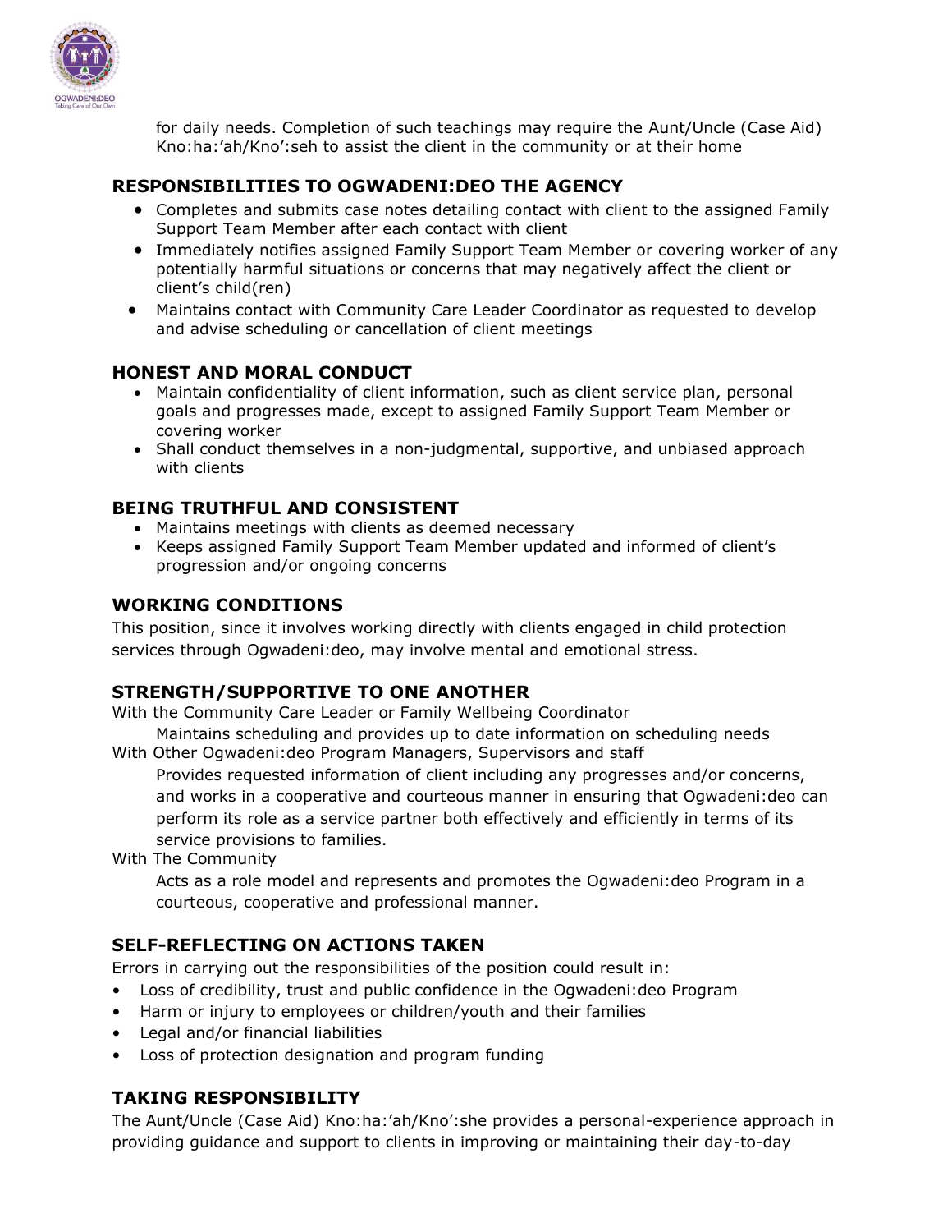for daily needs. Completion of such teachings may require the Aunt/Uncle (Case Aid) Kno:ha:'ah/Kno':seh to assist the client in the community or at their home

## RESPONSIBILITIES TO OGWADENI:DEO THE AGENCY

- Completes and submits case notes detailing contact with client to the assigned Family Support Team Member after each contact with client
- Immediately notifies assigned Family Support Team Member or covering worker of any potentially harmful situations or concerns that may negatively affect the client or client's child(ren)
- Maintains contact with Community Care Leader Coordinator as requested to develop and advise scheduling or cancellation of client meetings

## HONEST AND MORAL CONDUCT

- Maintain confidentiality of client information, such as client service plan, personal goals and progresses made, except to assigned Family Support Team Member or covering worker
- Shall conduct themselves in a non-judgmental, supportive, and unbiased approach with clients

## BEING TRUTHFUL AND CONSISTENT

- Maintains meetings with clients as deemed necessary
- Keeps assigned Family Support Team Member updated and informed of client's progression and/or ongoing concerns

## WORKING CONDITIONS

This position, since it involves working directly with clients engaged in child protection services through Ogwadeni:deo, may involve mental and emotional stress.

## STRENGTH/SUPPORTIVE TO ONE ANOTHER

With the Community Care Leader or Family Wellbeing Coordinator

Maintains scheduling and provides up to date information on scheduling needs

With Other Ogwadeni:deo Program Managers, Supervisors and staff

Provides requested information of client including any progresses and/or concerns, and works in a cooperative and courteous manner in ensuring that Ogwadeni:deo can perform its role as a service partner both effectively and efficiently in terms of its service provisions to families.

With The Community

Acts as a role model and represents and promotes the Ogwadeni:deo Program in a courteous, cooperative and professional manner.

## SELF-REFLECTING ON ACTIONS TAKEN

Errors in carrying out the responsibilities of the position could result in:

- Loss of credibility, trust and public confidence in the Ogwadeni:deo Program
- Harm or injury to employees or children/youth and their families
- Legal and/or financial liabilities
- Loss of protection designation and program funding

## TAKING RESPONSIBILITY

The Aunt/Uncle (Case Aid) Kno:ha:'ah/Kno':she provides a personal-experience approach in providing guidance and support to clients in improving or maintaining their day-to-day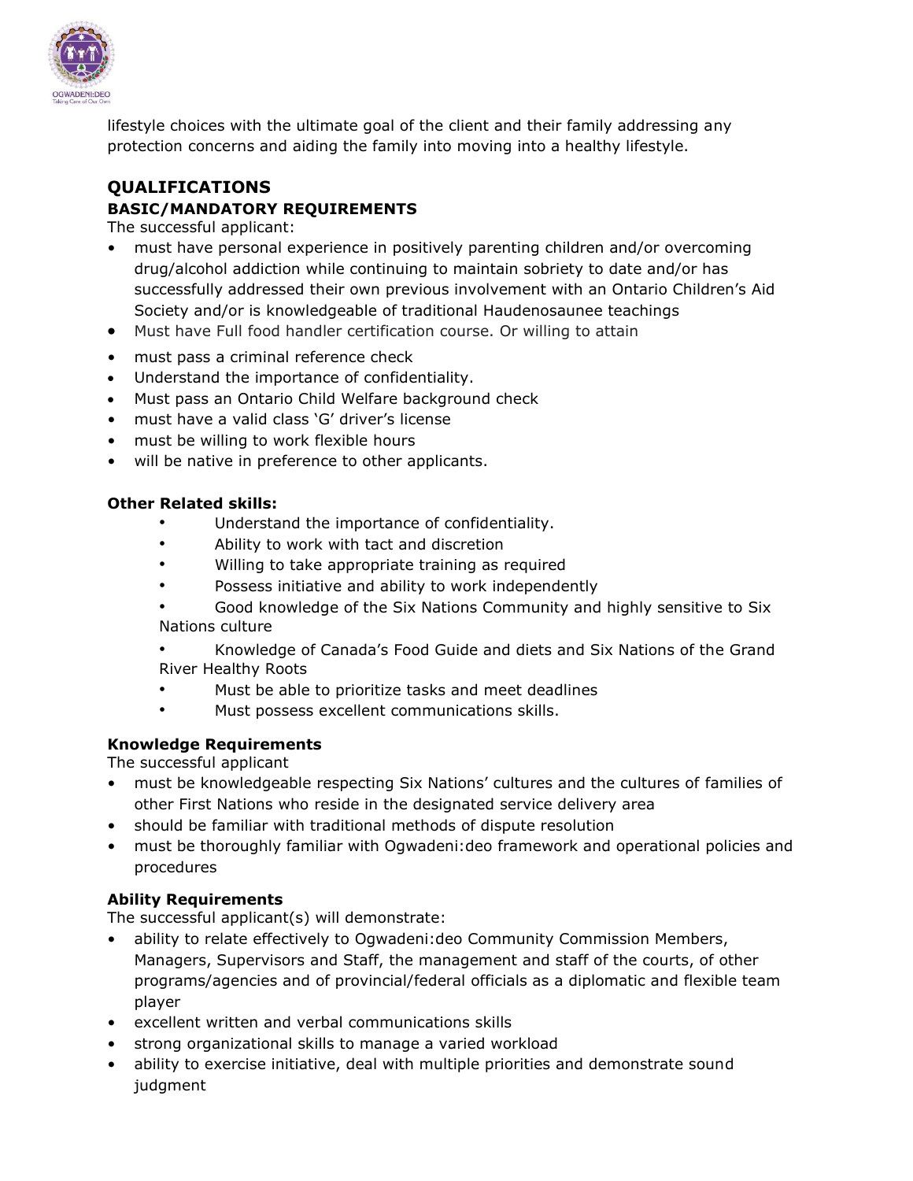lifestyle choices with the ultimate goal of the client and their family addressing any protection concerns and aiding the family into moving into a healthy lifestyle.

## QUALIFICATIONS

### BASIC/MANDATORY REQUIREMENTS

The successful applicant:

- must have personal experience in positively parenting children and/or overcoming drug/alcohol addiction while continuing to maintain sobriety to date and/or has successfully addressed their own previous involvement with an Ontario Children's Aid Society and/or is knowledgeable of traditional Haudenosaunee teachings
- Must have Full food handler certification course. Or willing to attain
- must pass a criminal reference check
- Understand the importance of confidentiality.
- Must pass an Ontario Child Welfare background check
- must have a valid class 'G' driver's license
- must be willing to work flexible hours
- will be native in preference to other applicants.

### Other Related skills:

- Understand the importance of confidentiality.
- Ability to work with tact and discretion
- Willing to take appropriate training as required
- Possess initiative and ability to work independently
- Good knowledge of the Six Nations Community and highly sensitive to Six Nations culture
- Knowledge of Canada's Food Guide and diets and Six Nations of the Grand River Healthy Roots
- Must be able to prioritize tasks and meet deadlines
- Must possess excellent communications skills.

### Knowledge Requirements

The successful applicant

- must be knowledgeable respecting Six Nations' cultures and the cultures of families of other First Nations who reside in the designated service delivery area
- should be familiar with traditional methods of dispute resolution
- must be thoroughly familiar with Ogwadeni:deo framework and operational policies and procedures

### Ability Requirements

The successful applicant(s) will demonstrate:

- ability to relate effectively to Ogwadeni:deo Community Commission Members, Managers, Supervisors and Staff, the management and staff of the courts, of other programs/agencies and of provincial/federal officials as a diplomatic and flexible team player
- excellent written and verbal communications skills
- strong organizational skills to manage a varied workload
- ability to exercise initiative, deal with multiple priorities and demonstrate sound judgment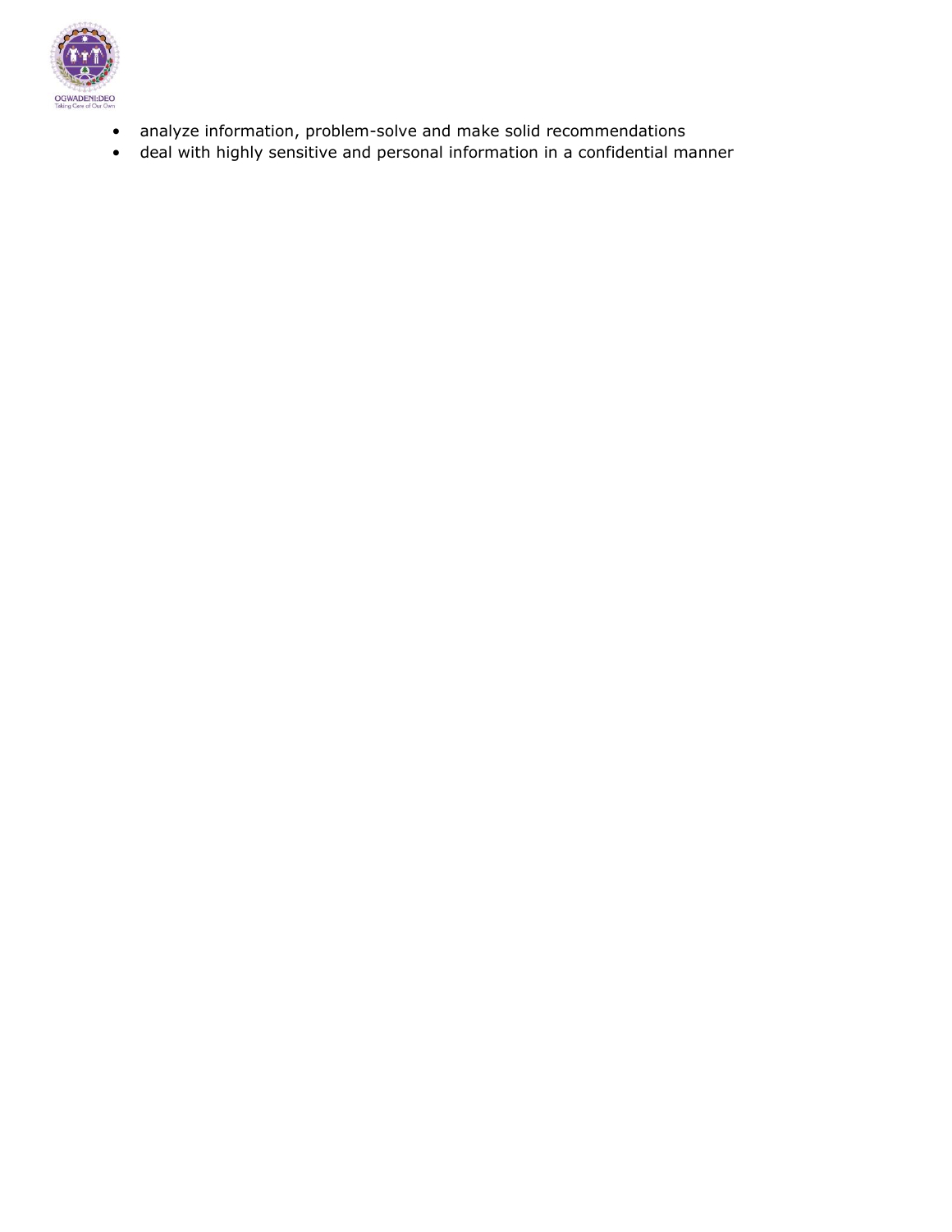- analyze information, problem-solve and make solid recommendations
- deal with highly sensitive and personal information in a confidential manner